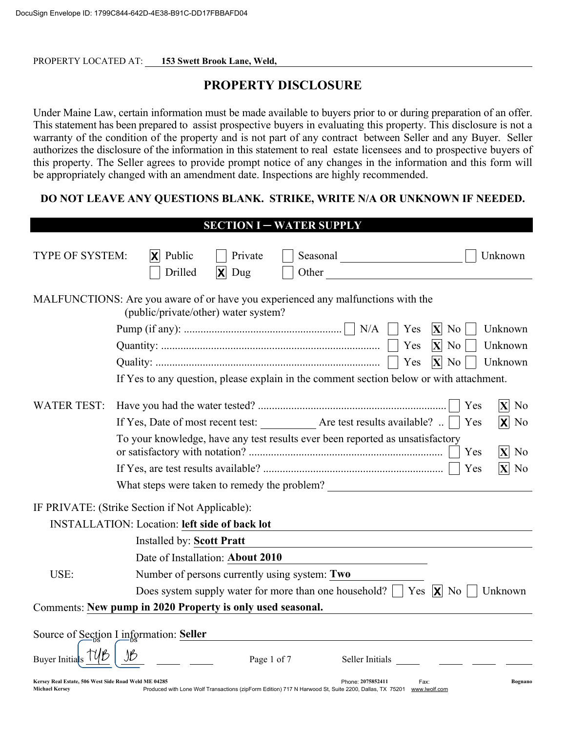PROPERTY LOCATED AT: **153 Swett Brook Lane, Weld,**

# PROPERTY DISCLOSURE

Under Maine Law, certain information must be made available to buyers prior to or during preparation of an offer. This statement has been prepared to assist prospective buyers in evaluating this property. This disclosure is not a warranty of the condition of the property and is not part of any contract between Seller and any Buyer. Seller authorizes the disclosure of the information in this statement to real estate licensees and to prospective buyers of this property. The Seller agrees to provide prompt notice of any changes in the information and this form will be appropriately changed with an amendment date. Inspections are highly recommended.

**DO NOT LEAVE ANY QUESTIONS BLANK. STRIKE, WRITE N/A OR UNKNOWN IF NEEDED.**

## SECTION I – WATER SUPPLY

TYPE OF SYSTEM: [X] Public [ ] Private [ ] Seasonal \_\_\_\_\_\_\_\_ [ ] Unknown
[ ] Drilled [X] Dug [ ] Other \_\_\_\_\_\_\_\_

MALFUNCTIONS: Are you aware of or have you experienced any malfunctions with the (public/private/other) water system?

- Pump (if any): [ ] N/A [ ] Yes [X] No [ ] Unknown
- Quantity: [ ] Yes [X] No [ ] Unknown
- Quality: [ ] Yes [X] No [ ] Unknown

If Yes to any question, please explain in the comment section below or with attachment.

WATER TEST:
- Have you had the water tested? [ ] Yes [X] No
- If Yes, Date of most recent test: \_\_\_\_\_\_\_\_ Are test results available? [ ] Yes [X] No
- To your knowledge, have any test results ever been reported as unsatisfactory or satisfactory with notation? [ ] Yes [X] No
- If Yes, are test results available? [ ] Yes [X] No
- What steps were taken to remedy the problem? \_\_\_\_\_\_\_\_

IF PRIVATE: (Strike Section if Not Applicable):

INSTALLATION: Location: **left side of back lot**

Installed by: **Scott Pratt**

Date of Installation: **About 2010**

USE: Number of persons currently using system: **Two**

Does system supply water for more than one household? [ ] Yes [X] No [ ] Unknown

Comments: **New pump in 2020 Property is only used seasonal.**

Source of Section I information: **Seller**

Buyer Initials TJB JB Seller Initials \_\_\_\_ \_\_\_\_ \_\_\_\_ \_\_\_\_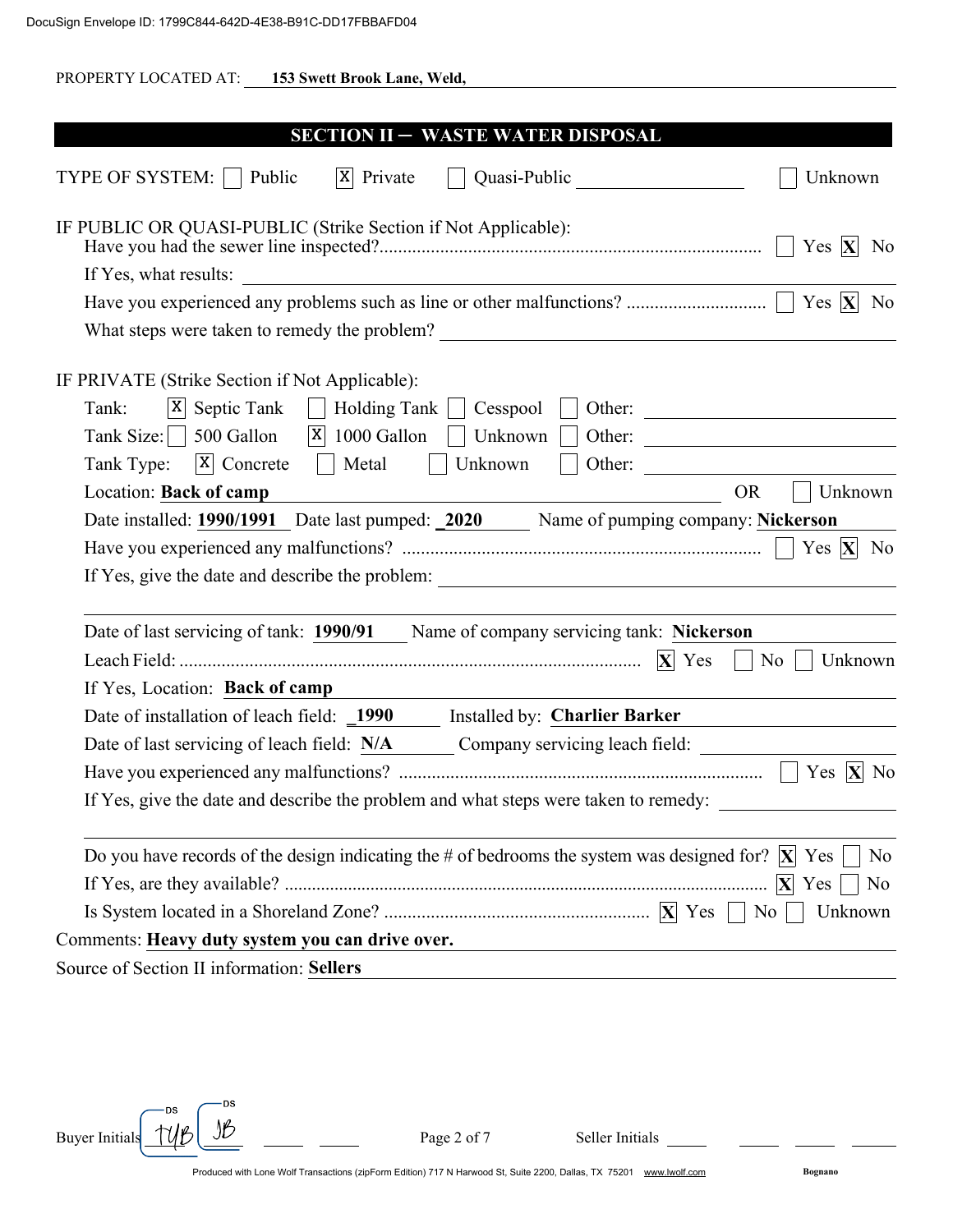PROPERTY LOCATED AT: **153 Swett Brook Lane, Weld,**

## SECTION II – WASTE WATER DISPOSAL

TYPE OF SYSTEM: [ ] Public [X] Private [ ] Quasi-Public ______ [ ] Unknown

IF PUBLIC OR QUASI-PUBLIC (Strike Section if Not Applicable):

Have you had the sewer line inspected? ........ [ ] Yes [X] No

If Yes, what results: ______

Have you experienced any problems such as line or other malfunctions? ........ [ ] Yes [X] No

What steps were taken to remedy the problem? ______

IF PRIVATE (Strike Section if Not Applicable):

Tank: [X] Septic Tank [ ] Holding Tank [ ] Cesspool [ ] Other: ______

Tank Size: [ ] 500 Gallon [X] 1000 Gallon [ ] Unknown [ ] Other: ______

Tank Type: [X] Concrete [ ] Metal [ ] Unknown [ ] Other: ______

Location: **Back of camp** OR [ ] Unknown

Date installed: **1990/1991** Date last pumped: **2020** Name of pumping company: **Nickerson**

Have you experienced any malfunctions? ........ [ ] Yes [X] No

If Yes, give the date and describe the problem: ______

Date of last servicing of tank: **1990/91** Name of company servicing tank: **Nickerson**

Leach Field: ........ [X] Yes [ ] No [ ] Unknown

If Yes, Location: **Back of camp**

Date of installation of leach field: **1990** Installed by: **Charlier Barker**

Date of last servicing of leach field: **N/A** Company servicing leach field: ______

Have you experienced any malfunctions? ........ [ ] Yes [X] No

If Yes, give the date and describe the problem and what steps were taken to remedy: ______

Do you have records of the design indicating the # of bedrooms the system was designed for? [X] Yes [ ] No

If Yes, are they available? ........ [X] Yes [ ] No

Is System located in a Shoreland Zone? ........ [X] Yes [ ] No [ ] Unknown

Comments: **Heavy duty system you can drive over.**

Source of Section II information: **Sellers**

Buyer Initials TYB JB Seller Initials ______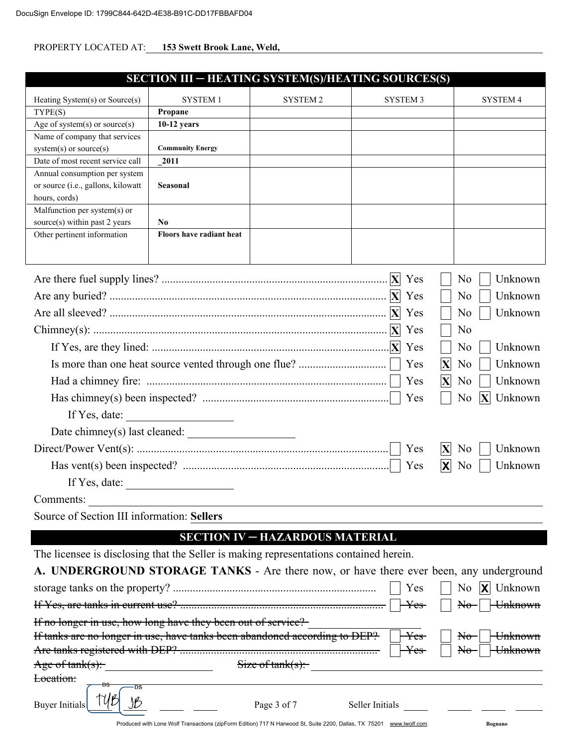PROPERTY LOCATED AT: **153 Swett Brook Lane, Weld,**

## SECTION III – HEATING SYSTEM(S)/HEATING SOURCES(S)

| Heating System(s) or Source(s) | SYSTEM 1 | SYSTEM 2 | SYSTEM 3 | SYSTEM 4 |
|---|---|---|---|---|
| TYPE(S) | **Propane** | | | |
| Age of system(s) or source(s) | **10-12 years** | | | |
| Name of company that services system(s) or source(s) | **Community Energy** | | | |
| Date of most recent service call | **_2011** | | | |
| Annual consumption per system or source (i.e., gallons, kilowatt hours, cords) | **Seasonal** | | | |
| Malfunction per system(s) or source(s) within past 2 years | **No** | | | |
| Other pertinent information | **Floors have radiant heat** | | | |

Are there fuel supply lines? ........ [X] Yes [ ] No [ ] Unknown

Are any buried? ........ [X] Yes [ ] No [ ] Unknown

Are all sleeved? ........ [X] Yes [ ] No [ ] Unknown

Chimney(s): ........ [X] Yes [ ] No

If Yes, are they lined: ........ [X] Yes [ ] No [ ] Unknown

Is more than one heat source vented through one flue? ........ [ ] Yes [X] No [ ] Unknown

Had a chimney fire: ........ [ ] Yes [X] No [ ] Unknown

Has chimney(s) been inspected? ........ [ ] Yes [ ] No [X] Unknown

If Yes, date: ____________

Date chimney(s) last cleaned: ____________

Direct/Power Vent(s): ........ [ ] Yes [X] No [ ] Unknown

Has vent(s) been inspected? ........ [ ] Yes [X] No [ ] Unknown

If Yes, date: ____________

Comments: ____________

Source of Section III information: **Sellers**

## SECTION IV – HAZARDOUS MATERIAL

The licensee is disclosing that the Seller is making representations contained herein.

**A. UNDERGROUND STORAGE TANKS** - Are there now, or have there ever been, any underground storage tanks on the property? ........ [ ] Yes [ ] No [X] Unknown

~~If Yes, are tanks in current use? ........ [ ] Yes [ ] No [ ] Unknown~~

~~If no longer in use, how long have they been out of service?~~ ____________

~~If tanks are no longer in use, have tanks been abandoned according to DEP?~~ ~~[ ] Yes [ ] No [ ] Unknown~~

~~Are tanks registered with DEP? ........ [ ] Yes [ ] No [ ] Unknown~~

~~Age of tank(s):~~ ____________ ~~Size of tank(s):~~ ____________

~~Location:~~ ____________

Buyer Initials TYB JB ______ ______ Seller Initials ______ ______ ______ ______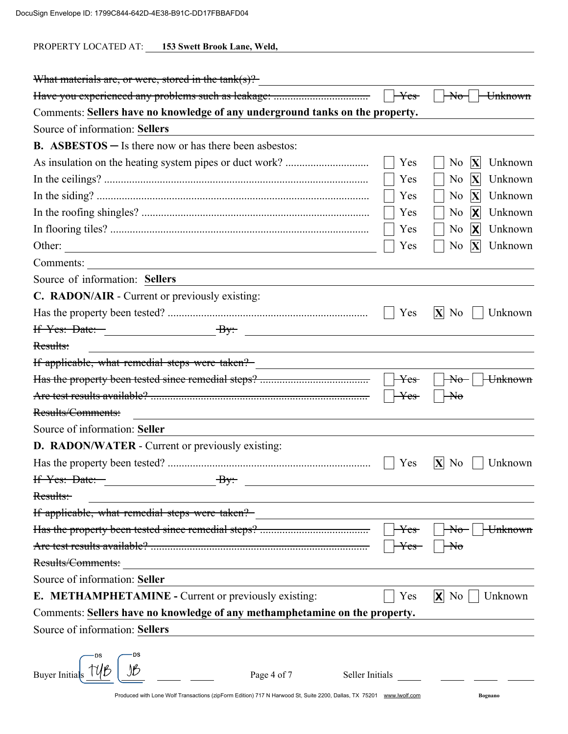PROPERTY LOCATED AT: **153 Swett Brook Lane, Weld,**

~~What materials are, or were, stored in the tank(s)?~~

~~Have you experienced any problems such as leakage:~~ ☐ ~~Yes~~ ☐ ~~No~~ ☐ ~~Unknown~~

Comments: **Sellers have no knowledge of any underground tanks on the property.**

Source of information: **Sellers**

**B. ASBESTOS** – Is there now or has there been asbestos:

| | Yes | No | Unknown |
|---|---|---|---|
| As insulation on the heating system pipes or duct work? | ☐ | ☐ | ☒ |
| In the ceilings? | ☐ | ☐ | ☒ |
| In the siding? | ☐ | ☐ | ☒ |
| In the roofing shingles? | ☐ | ☐ | ☒ |
| In flooring tiles? | ☐ | ☐ | ☒ |
| Other: | ☐ | ☐ | ☒ |

Comments:

Source of information: **Sellers**

**C. RADON/AIR** - Current or previously existing:

Has the property been tested? ☐ Yes ☒ No ☐ Unknown

~~If Yes: Date:~~ ~~By:~~

~~Results:~~

~~If applicable, what remedial steps were taken?~~

~~Has the property been tested since remedial steps?~~ ☐ ~~Yes~~ ☐ ~~No~~ ☐ ~~Unknown~~

~~Are test results available?~~ ☐ ~~Yes~~ ☐ ~~No~~

~~Results/Comments:~~

Source of information: **Seller**

**D. RADON/WATER** - Current or previously existing:

Has the property been tested? ☐ Yes ☒ No ☐ Unknown

~~If Yes: Date:~~ ~~By:~~

~~Results:~~

~~If applicable, what remedial steps were taken?~~

~~Has the property been tested since remedial steps?~~ ☐ ~~Yes~~ ☐ ~~No~~ ☐ ~~Unknown~~

~~Are test results available?~~ ☐ ~~Yes~~ ☐ ~~No~~

~~Results/Comments:~~

Source of information: **Seller**

**E. METHAMPHETAMINE -** Current or previously existing: ☐ Yes ☒ No ☐ Unknown

Comments: **Sellers have no knowledge of any methamphetamine on the property.**

Source of information: **Sellers**

Buyer Initials TYB JB Seller Initials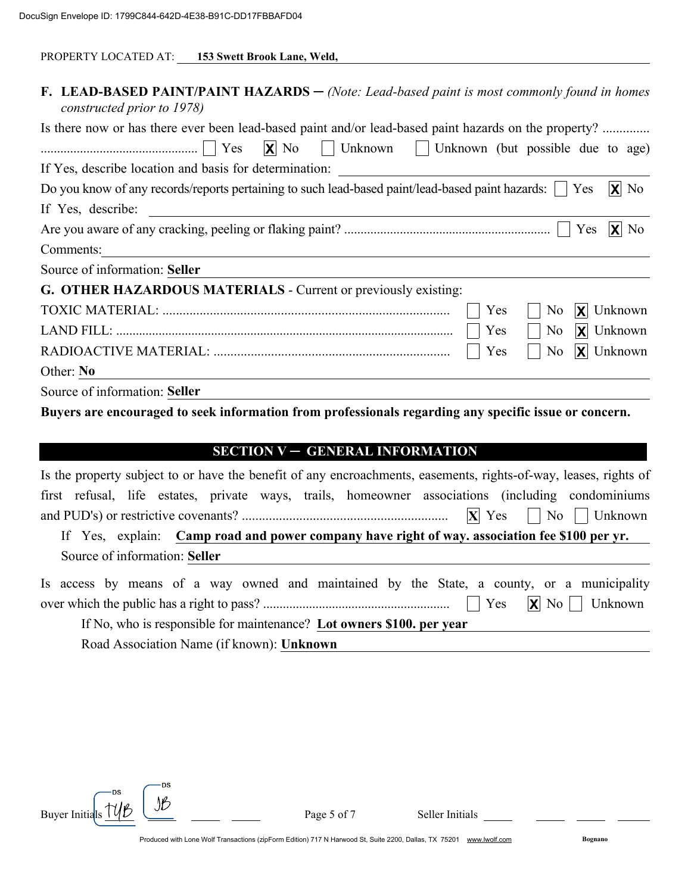PROPERTY LOCATED AT: **153 Swett Brook Lane, Weld,**

**F. LEAD-BASED PAINT/PAINT HAZARDS** – *(Note: Lead-based paint is most commonly found in homes constructed prior to 1978)*

Is there now or has there ever been lead-based paint and/or lead-based paint hazards on the property? .............................................................. ☐ Yes ☒ No ☐ Unknown ☐ Unknown (but possible due to age)

If Yes, describe location and basis for determination:

Do you know of any records/reports pertaining to such lead-based paint/lead-based paint hazards: ☐ Yes ☒ No

If Yes, describe:

Are you aware of any cracking, peeling or flaking paint? .............................................................. ☐ Yes ☒ No

Comments:

Source of information: **Seller**

**G. OTHER HAZARDOUS MATERIALS** - Current or previously existing:

| | | | |
|---|---|---|---|
| TOXIC MATERIAL: | ☐ Yes | ☐ No | ☒ Unknown |
| LAND FILL: | ☐ Yes | ☐ No | ☒ Unknown |
| RADIOACTIVE MATERIAL: | ☐ Yes | ☐ No | ☒ Unknown |

Other: **No**

Source of information: **Seller**

**Buyers are encouraged to seek information from professionals regarding any specific issue or concern.**

## SECTION V – GENERAL INFORMATION

Is the property subject to or have the benefit of any encroachments, easements, rights-of-way, leases, rights of first refusal, life estates, private ways, trails, homeowner associations (including condominiums and PUD's) or restrictive covenants? ............................................................. ☒ Yes ☐ No ☐ Unknown

If Yes, explain: **Camp road and power company have right of way. association fee $100 per yr.**

Source of information: **Seller**

Is access by means of a way owned and maintained by the State, a county, or a municipality over which the public has a right to pass? ........................................................ ☐ Yes ☒ No ☐ Unknown

If No, who is responsible for maintenance? **Lot owners $100. per year**

Road Association Name (if known): **Unknown**

Buyer Initials TYB JB Seller Initials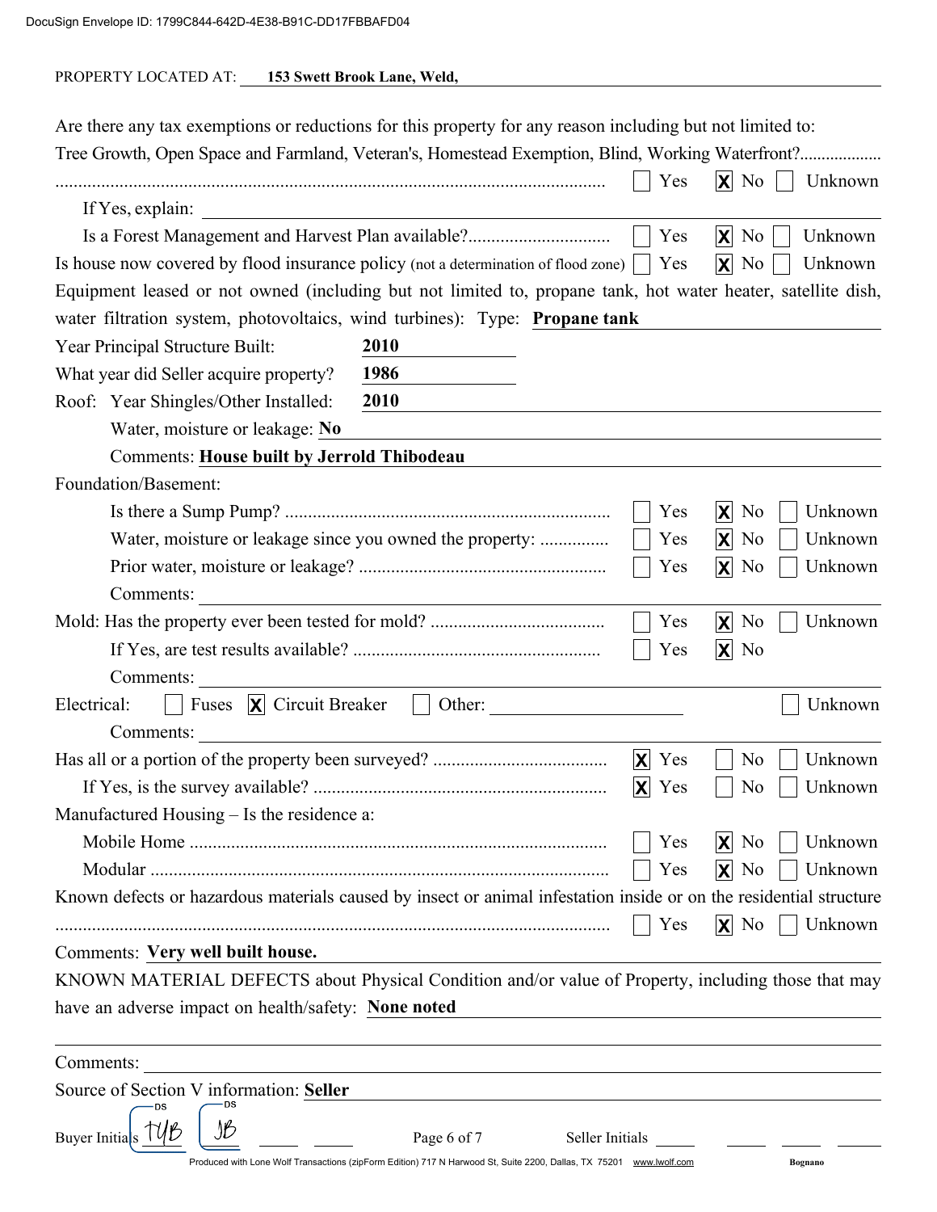PROPERTY LOCATED AT: **153 Swett Brook Lane, Weld,**

Are there any tax exemptions or reductions for this property for any reason including but not limited to: Tree Growth, Open Space and Farmland, Veteran's, Homestead Exemption, Blind, Working Waterfront? ☐ Yes ☒ No ☐ Unknown

If Yes, explain:

Is a Forest Management and Harvest Plan available? ☐ Yes ☒ No ☐ Unknown

Is house now covered by flood insurance policy (not a determination of flood zone) ☐ Yes ☒ No ☐ Unknown

Equipment leased or not owned (including but not limited to, propane tank, hot water heater, satellite dish, water filtration system, photovoltaics, wind turbines): Type: **Propane tank**

Year Principal Structure Built: **2010**

What year did Seller acquire property? **1986**

Roof: Year Shingles/Other Installed: **2010**

Water, moisture or leakage: **No**

Comments: **House built by Jerrold Thibodeau**

Foundation/Basement:

Is there a Sump Pump? ☐ Yes ☒ No ☐ Unknown

Water, moisture or leakage since you owned the property: ☐ Yes ☒ No ☐ Unknown

Prior water, moisture or leakage? ☐ Yes ☒ No ☐ Unknown

Comments:

Mold: Has the property ever been tested for mold? ☐ Yes ☒ No ☐ Unknown

If Yes, are test results available? ☐ Yes ☒ No

Comments:

Electrical: ☐ Fuses ☒ Circuit Breaker ☐ Other: ☐ Unknown

Comments:

Has all or a portion of the property been surveyed? ☒ Yes ☐ No ☐ Unknown

If Yes, is the survey available? ☒ Yes ☐ No ☐ Unknown

Manufactured Housing – Is the residence a:

Mobile Home ☐ Yes ☒ No ☐ Unknown

Modular ☐ Yes ☒ No ☐ Unknown

Known defects or hazardous materials caused by insect or animal infestation inside or on the residential structure ☐ Yes ☒ No ☐ Unknown

Comments: **Very well built house.**

KNOWN MATERIAL DEFECTS about Physical Condition and/or value of Property, including those that may have an adverse impact on health/safety: **None noted**

Comments:

Source of Section V information: **Seller**

Buyer Initials TYB JB Seller Initials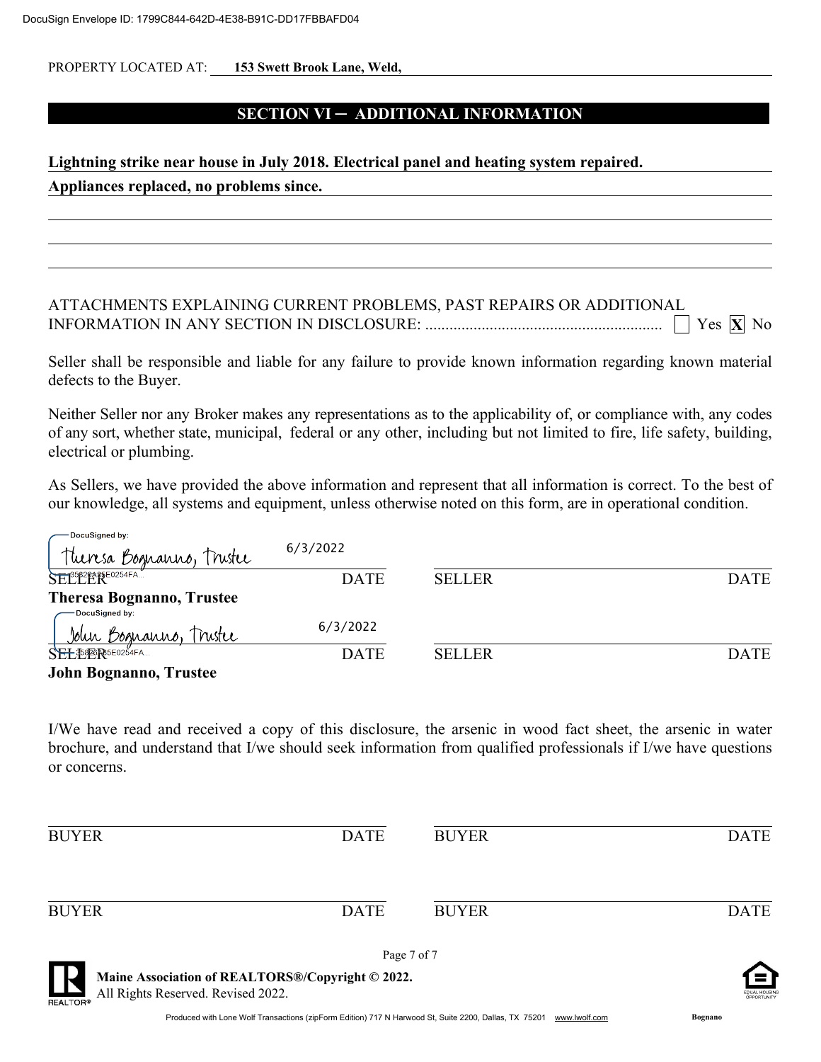PROPERTY LOCATED AT: **153 Swett Brook Lane, Weld,**

## SECTION VI – ADDITIONAL INFORMATION

**Lightning strike near house in July 2018. Electrical panel and heating system repaired.**
**Appliances replaced, no problems since.**

ATTACHMENTS EXPLAINING CURRENT PROBLEMS, PAST REPAIRS OR ADDITIONAL INFORMATION IN ANY SECTION IN DISCLOSURE: .......................................................... [ ] Yes [X] No

Seller shall be responsible and liable for any failure to provide known information regarding known material defects to the Buyer.

Neither Seller nor any Broker makes any representations as to the applicability of, or compliance with, any codes of any sort, whether state, municipal, federal or any other, including but not limited to fire, life safety, building, electrical or plumbing.

As Sellers, we have provided the above information and represent that all information is correct. To the best of our knowledge, all systems and equipment, unless otherwise noted on this form, are in operational condition.

DocuSigned by: Theresa Bognanno, Trustee — 6/3/2022
SELLER — DATE
**Theresa Bognanno, Trustee**

SELLER — DATE

DocuSigned by: John Bognanno, Trustee — 6/3/2022
SELLER — DATE
**John Bognanno, Trustee**

SELLER — DATE

I/We have read and received a copy of this disclosure, the arsenic in wood fact sheet, the arsenic in water brochure, and understand that I/we should seek information from qualified professionals if I/we have questions or concerns.

BUYER — DATE

BUYER — DATE

BUYER — DATE

BUYER — DATE

**Maine Association of REALTORS®/Copyright © 2022.**
All Rights Reserved. Revised 2022.